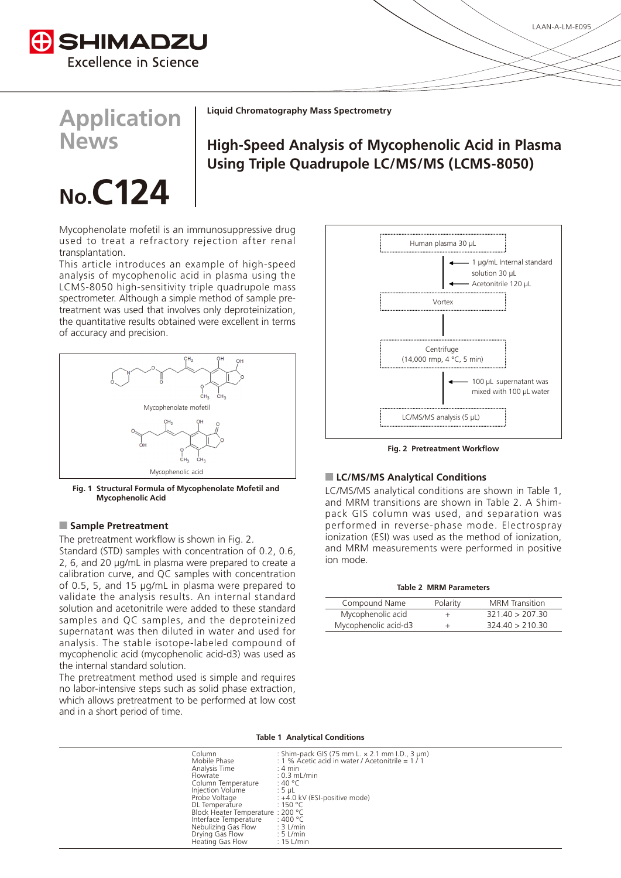SHIMADZU
Excellence in Science

LAAN-A-LM-E095

# Application News

# No.C124

Liquid Chromatography Mass Spectrometry

## High-Speed Analysis of Mycophenolic Acid in Plasma Using Triple Quadrupole LC/MS/MS (LCMS-8050)

Mycophenolate mofetil is an immunosuppressive drug used to treat a refractory rejection after renal transplantation.
This article introduces an example of high-speed analysis of mycophenolic acid in plasma using the LCMS-8050 high-sensitivity triple quadrupole mass spectrometer. Although a simple method of sample pre-treatment was used that involves only deproteinization, the quantitative results obtained were excellent in terms of accuracy and precision.

Mycophenolate mofetil

Mycophenolic acid

**Fig. 1 Structural Formula of Mycophenolate Mofetil and Mycophenolic Acid**

## Sample Pretreatment

The pretreatment workflow is shown in Fig. 2.
Standard (STD) samples with concentration of 0.2, 0.6, 2, 6, and 20 µg/mL in plasma were prepared to create a calibration curve, and QC samples with concentration of 0.5, 5, and 15 µg/mL in plasma were prepared to validate the analysis results. An internal standard solution and acetonitrile were added to these standard samples and QC samples, and the deproteinized supernatant was then diluted in water and used for analysis. The stable isotope-labeled compound of mycophenolic acid (mycophenolic acid-d3) was used as the internal standard solution.
The pretreatment method used is simple and requires no labor-intensive steps such as solid phase extraction, which allows pretreatment to be performed at low cost and in a short period of time.

Human plasma 30 µL
← 1 µg/mL Internal standard solution 30 µL
← Acetonitrile 120 µL
Vortex
Centrifuge (14,000 rmp, 4 °C, 5 min)
← 100 µL supernatant was mixed with 100 µL water
LC/MS/MS analysis (5 µL)

**Fig. 2 Pretreatment Workflow**

## LC/MS/MS Analytical Conditions

LC/MS/MS analytical conditions are shown in Table 1, and MRM transitions are shown in Table 2. A Shim-pack GIS column was used, and separation was performed in reverse-phase mode. Electrospray ionization (ESI) was used as the method of ionization, and MRM measurements were performed in positive ion mode.

**Table 2 MRM Parameters**

| Compound Name | Polarity | MRM Transition |
|---|---|---|
| Mycophenolic acid | + | 321.40 > 207.30 |
| Mycophenolic acid-d3 | + | 324.40 > 210.30 |

**Table 1 Analytical Conditions**

| | |
|---|---|
| Column | : Shim-pack GIS (75 mm L. × 2.1 mm I.D., 3 µm) |
| Mobile Phase | : 1 % Acetic acid in water / Acetonitrile = 1 / 1 |
| Analysis Time | : 4 min |
| Flowrate | : 0.3 mL/min |
| Column Temperature | : 40 °C |
| Injection Volume | : 5 µL |
| Probe Voltage | : +4.0 kV (ESI-positive mode) |
| DL Temperature | : 150 °C |
| Block Heater Temperature | : 200 °C |
| Interface Temperature | : 400 °C |
| Nebulizing Gas Flow | : 3 L/min |
| Drying Gas Flow | : 5 L/min |
| Heating Gas Flow | : 15 L/min |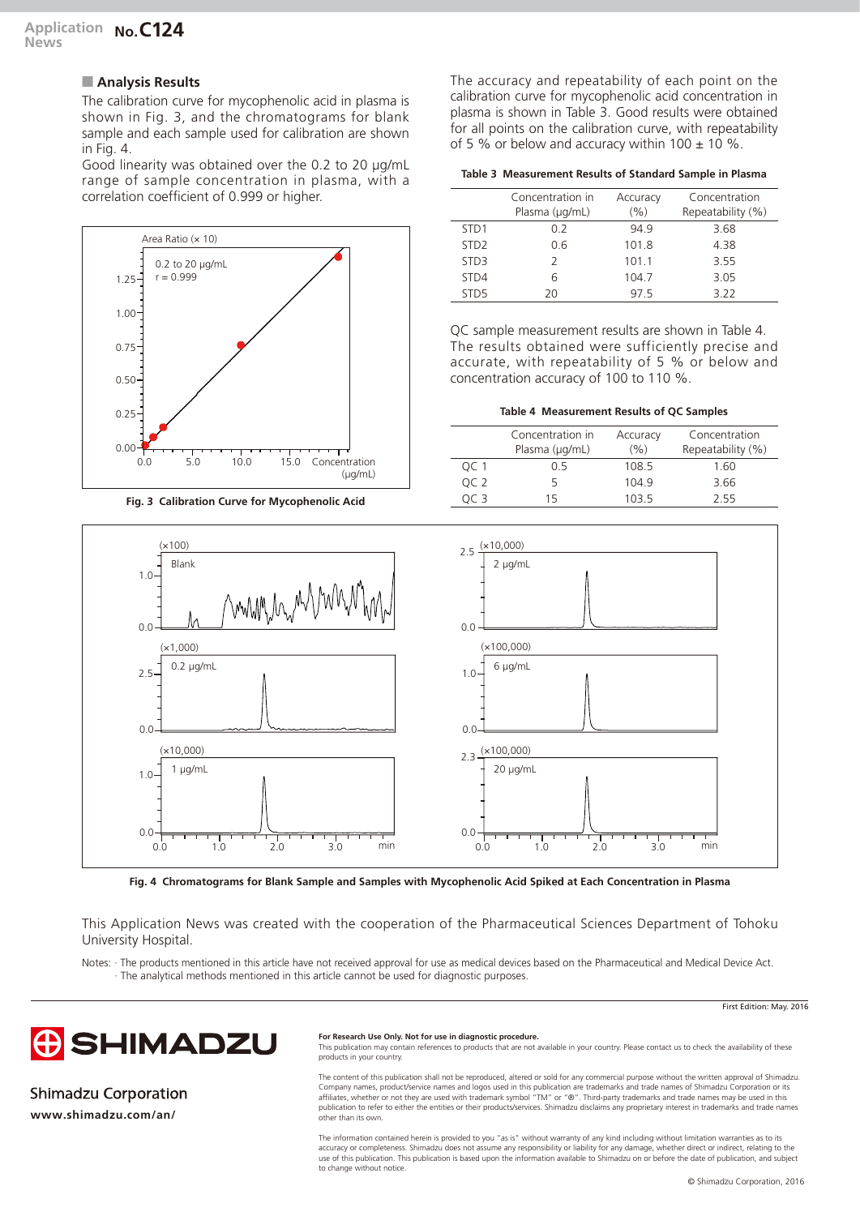## Analysis Results

The calibration curve for mycophenolic acid in plasma is shown in Fig. 3, and the chromatograms for blank sample and each sample used for calibration are shown in Fig. 4.

Good linearity was obtained over the 0.2 to 20 µg/mL range of sample concentration in plasma, with a correlation coefficient of 0.999 or higher.

Area Ratio (× 10)
0.2 to 20 µg/mL
r = 0.999
1.25
1.00
0.75
0.50
0.25
0.00
0.0
5.0
10.0
15.0
Concentration (µg/mL)

**Fig. 3 Calibration Curve for Mycophenolic Acid**

The accuracy and repeatability of each point on the calibration curve for mycophenolic acid concentration in plasma is shown in Table 3. Good results were obtained for all points on the calibration curve, with repeatability of 5 % or below and accuracy within 100 ± 10 %.

**Table 3 Measurement Results of Standard Sample in Plasma**

| | Concentration in Plasma (µg/mL) | Accuracy (%) | Concentration Repeatability (%) |
|---|---|---|---|
| STD1 | 0.2 | 94.9 | 3.68 |
| STD2 | 0.6 | 101.8 | 4.38 |
| STD3 | 2 | 101.1 | 3.55 |
| STD4 | 6 | 104.7 | 3.05 |
| STD5 | 20 | 97.5 | 3.22 |

QC sample measurement results are shown in Table 4. The results obtained were sufficiently precise and accurate, with repeatability of 5 % or below and concentration accuracy of 100 to 110 %.

**Table 4 Measurement Results of QC Samples**

| | Concentration in Plasma (µg/mL) | Accuracy (%) | Concentration Repeatability (%) |
|---|---|---|---|
| QC 1 | 0.5 | 108.5 | 1.60 |
| QC 2 | 5 | 104.9 | 3.66 |
| QC 3 | 15 | 103.5 | 2.55 |

(×100)
Blank
1.0
0.0
(×1,000)
0.2 µg/mL
2.5
0.0
(×10,000)
1 µg/mL
1.0
0.0
0.0 1.0 2.0 3.0 min
(×10,000)
2.5
2 µg/mL
0.0
(×100,000)
6 µg/mL
1.0
0.0
(×100,000)
2.3
20 µg/mL
0.0
0.0 1.0 2.0 3.0 min

**Fig. 4 Chromatograms for Blank Sample and Samples with Mycophenolic Acid Spiked at Each Concentration in Plasma**

This Application News was created with the cooperation of the Pharmaceutical Sciences Department of Tohoku University Hospital.

Notes: · The products mentioned in this article have not received approval for use as medical devices based on the Pharmaceutical and Medical Device Act.
· The analytical methods mentioned in this article cannot be used for diagnostic purposes.

First Edition: May. 2016

SHIMADZU

Shimadzu Corporation
www.shimadzu.com/an/

**For Research Use Only. Not for use in diagnostic procedure.**
This publication may contain references to products that are not available in your country. Please contact us to check the availability of these products in your country.

The content of this publication shall not be reproduced, altered or sold for any commercial purpose without the written approval of Shimadzu. Company names, product/service names and logos used in this publication are trademarks and trade names of Shimadzu Corporation or its affiliates, whether or not they are used with trademark symbol "TM" or "®". Third-party trademarks and trade names may be used in this publication to refer to either the entities or their products/services. Shimadzu disclaims any proprietary interest in trademarks and trade names other than its own.

The information contained herein is provided to you "as is" without warranty of any kind including without limitation warranties as to its accuracy or completeness. Shimadzu does not assume any responsibility or liability for any damage, whether direct or indirect, relating to the use of this publication. This publication is based upon the information available to Shimadzu on or before the date of publication, and subject to change without notice.

© Shimadzu Corporation, 2016